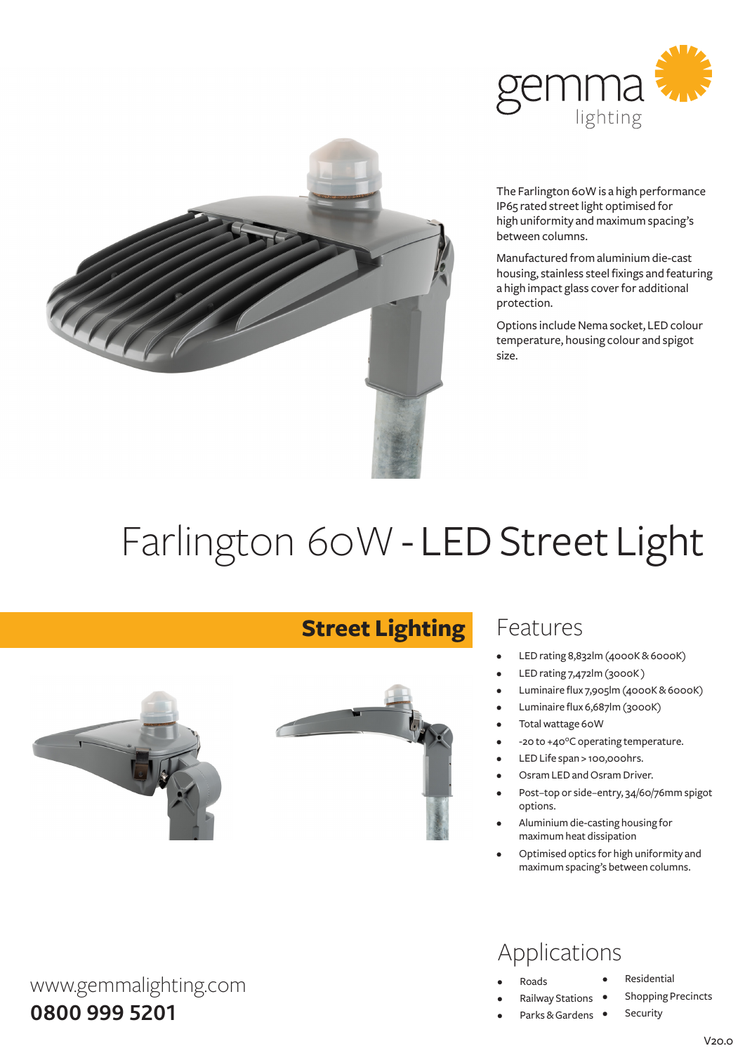gemma lighting

The Farlington 60W is a high performance IP65 rated street light optimised for high uniformity and maximum spacing's between columns.

Manufactured from aluminium die-cast housing, stainless steel fixings and featuring a high impact glass cover for additional protection.

Options include Nema socket, LED colour temperature, housing colour and spigot size.

# Farlington 60W - **LED Street Light**

**Street Lighting**

## Features

- LED rating 8,832lm (4000K & 6000K)
- LED rating 7,472lm (3000K )
- Luminaire flux 7,905lm (4000K & 6000K)
- Luminaire flux 6,687lm (3000K)
- Total wattage 60W
- -20 to +40°C operating temperature.
- LED Life span > 100,000hrs.
- Osram LED and Osram Driver.
- Post–top or side–entry, 34/60/76mm spigot options.
- Aluminium die-casting housing for maximum heat dissipation
- Optimised optics for high uniformity and maximum spacing's between columns.

## Applications

- Roads
- Railway Stations
- Parks & Gardens
- Residential
- Shopping Precincts
- Security

www.gemmalighting.com
**0800 999 5201**

V20.0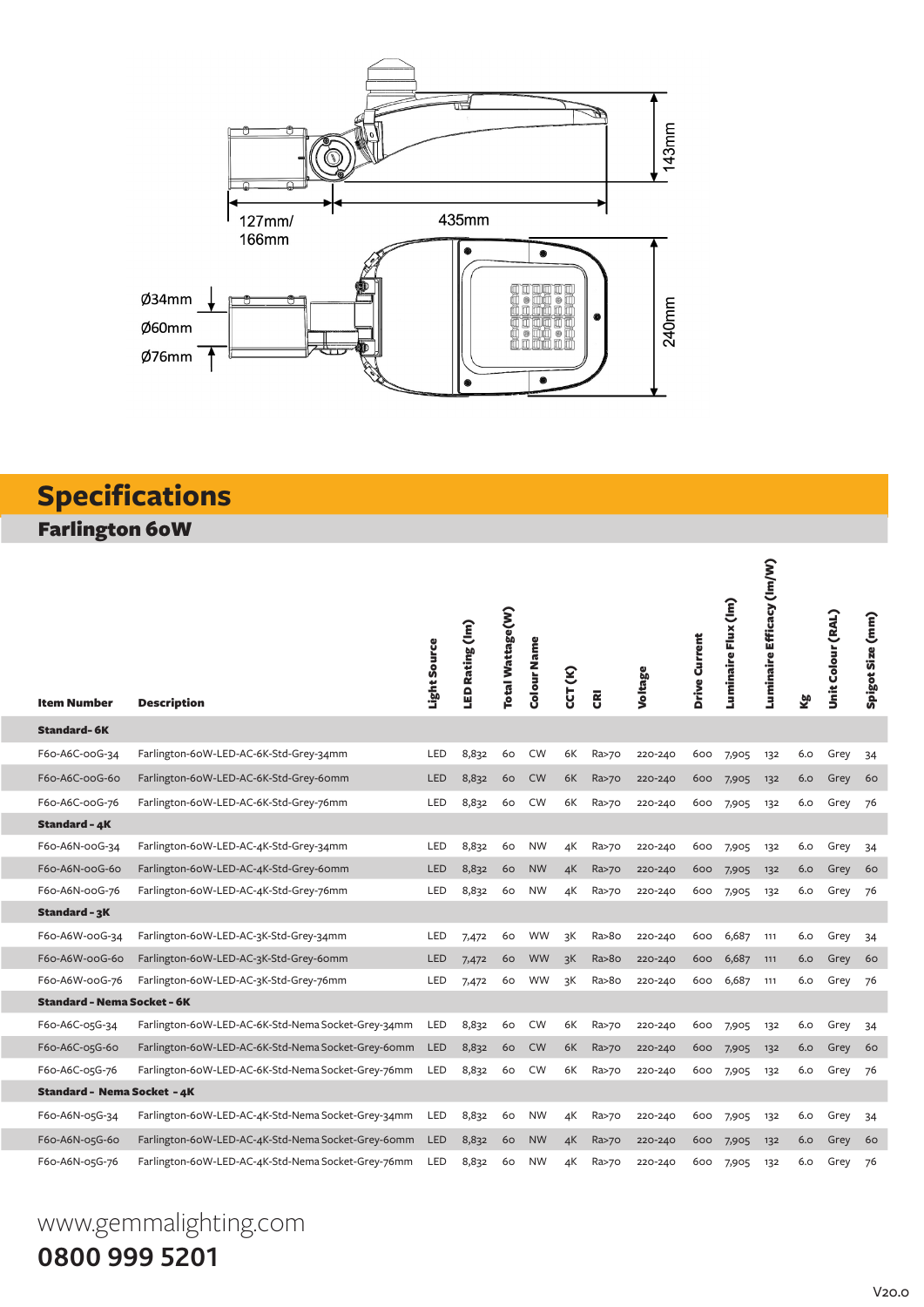127mm/
166mm

435mm

143mm

Ø34mm
Ø60mm
Ø76mm

240mm

# Specifications

## Farlington 60W

| Item Number | Description | Light Source | LED Rating (lm) | Total Wattage(W) | Colour Name | CCT (K) | CRI | Voltage | Drive Current | Luminaire Flux (lm) | Luminaire Efficacy (lm/W) | Kg | Unit Colour (RAL) | Spigot Size (mm) |
|---|---|---|---|---|---|---|---|---|---|---|---|---|---|---|
| **Standard- 6K** | | | | | | | | | | | | | | |
| F60-A6C-00G-34 | Farlington-60W-LED-AC-6K-Std-Grey-34mm | LED | 8,832 | 60 | CW | 6K | Ra>70 | 220-240 | 600 | 7,905 | 132 | 6.0 | Grey | 34 |
| F60-A6C-00G-60 | Farlington-60W-LED-AC-6K-Std-Grey-60mm | LED | 8,832 | 60 | CW | 6K | Ra>70 | 220-240 | 600 | 7,905 | 132 | 6.0 | Grey | 60 |
| F60-A6C-00G-76 | Farlington-60W-LED-AC-6K-Std-Grey-76mm | LED | 8,832 | 60 | CW | 6K | Ra>70 | 220-240 | 600 | 7,905 | 132 | 6.0 | Grey | 76 |
| **Standard - 4K** | | | | | | | | | | | | | | |
| F60-A6N-00G-34 | Farlington-60W-LED-AC-4K-Std-Grey-34mm | LED | 8,832 | 60 | NW | 4K | Ra>70 | 220-240 | 600 | 7,905 | 132 | 6.0 | Grey | 34 |
| F60-A6N-00G-60 | Farlington-60W-LED-AC-4K-Std-Grey-60mm | LED | 8,832 | 60 | NW | 4K | Ra>70 | 220-240 | 600 | 7,905 | 132 | 6.0 | Grey | 60 |
| F60-A6N-00G-76 | Farlington-60W-LED-AC-4K-Std-Grey-76mm | LED | 8,832 | 60 | NW | 4K | Ra>70 | 220-240 | 600 | 7,905 | 132 | 6.0 | Grey | 76 |
| **Standard - 3K** | | | | | | | | | | | | | | |
| F60-A6W-00G-34 | Farlington-60W-LED-AC-3K-Std-Grey-34mm | LED | 7,472 | 60 | WW | 3K | Ra>80 | 220-240 | 600 | 6,687 | 111 | 6.0 | Grey | 34 |
| F60-A6W-00G-60 | Farlington-60W-LED-AC-3K-Std-Grey-60mm | LED | 7,472 | 60 | WW | 3K | Ra>80 | 220-240 | 600 | 6,687 | 111 | 6.0 | Grey | 60 |
| F60-A6W-00G-76 | Farlington-60W-LED-AC-3K-Std-Grey-76mm | LED | 7,472 | 60 | WW | 3K | Ra>80 | 220-240 | 600 | 6,687 | 111 | 6.0 | Grey | 76 |
| **Standard - Nema Socket - 6K** | | | | | | | | | | | | | | |
| F60-A6C-05G-34 | Farlington-60W-LED-AC-6K-Std-Nema Socket-Grey-34mm | LED | 8,832 | 60 | CW | 6K | Ra>70 | 220-240 | 600 | 7,905 | 132 | 6.0 | Grey | 34 |
| F60-A6C-05G-60 | Farlington-60W-LED-AC-6K-Std-Nema Socket-Grey-60mm | LED | 8,832 | 60 | CW | 6K | Ra>70 | 220-240 | 600 | 7,905 | 132 | 6.0 | Grey | 60 |
| F60-A6C-05G-76 | Farlington-60W-LED-AC-6K-Std-Nema Socket-Grey-76mm | LED | 8,832 | 60 | CW | 6K | Ra>70 | 220-240 | 600 | 7,905 | 132 | 6.0 | Grey | 76 |
| **Standard - Nema Socket - 4K** | | | | | | | | | | | | | | |
| F60-A6N-05G-34 | Farlington-60W-LED-AC-4K-Std-Nema Socket-Grey-34mm | LED | 8,832 | 60 | NW | 4K | Ra>70 | 220-240 | 600 | 7,905 | 132 | 6.0 | Grey | 34 |
| F60-A6N-05G-60 | Farlington-60W-LED-AC-4K-Std-Nema Socket-Grey-60mm | LED | 8,832 | 60 | NW | 4K | Ra>70 | 220-240 | 600 | 7,905 | 132 | 6.0 | Grey | 60 |
| F60-A6N-05G-76 | Farlington-60W-LED-AC-4K-Std-Nema Socket-Grey-76mm | LED | 8,832 | 60 | NW | 4K | Ra>70 | 220-240 | 600 | 7,905 | 132 | 6.0 | Grey | 76 |

www.gemmalighting.com

**0800 999 5201**

V20.0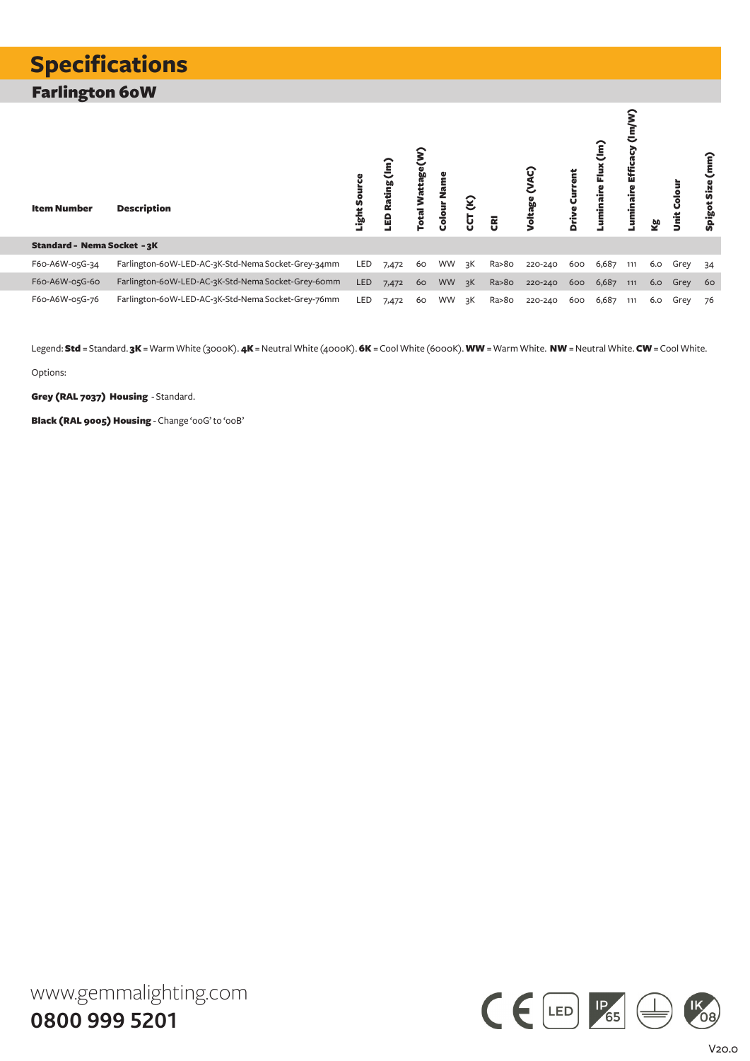# Specifications

## Farlington 60W

| Item Number | Description | Light Source | LED Rating (lm) | Total Wattage(W) | Colour Name | CCT (K) | CRI | Voltage (VAC) | Drive Current | Luminaire Flux (lm) | Luminaire Efficacy (lm/W) | Kg | Unit Colour | Spigot Size (mm) |
|---|---|---|---|---|---|---|---|---|---|---|---|---|---|---|
| **Standard - Nema Socket - 3K** | | | | | | | | | | | | | | |
| F60-A6W-05G-34 | Farlington-60W-LED-AC-3K-Std-Nema Socket-Grey-34mm | LED | 7,472 | 60 | WW | 3K | Ra>80 | 220-240 | 600 | 6,687 | 111 | 6.0 | Grey | 34 |
| F60-A6W-05G-60 | Farlington-60W-LED-AC-3K-Std-Nema Socket-Grey-60mm | LED | 7,472 | 60 | WW | 3K | Ra>80 | 220-240 | 600 | 6,687 | 111 | 6.0 | Grey | 60 |
| F60-A6W-05G-76 | Farlington-60W-LED-AC-3K-Std-Nema Socket-Grey-76mm | LED | 7,472 | 60 | WW | 3K | Ra>80 | 220-240 | 600 | 6,687 | 111 | 6.0 | Grey | 76 |

Legend: **Std** = Standard. **3K** = Warm White (3000K). **4K** = Neutral White (4000K). **6K** = Cool White (6000K). **WW** = Warm White. **NW** = Neutral White. **CW** = Cool White.

Options:

**Grey (RAL 7037) Housing** - Standard.

**Black (RAL 9005) Housing** - Change '00G' to '00B'

www.gemmalighting.com

**0800 999 5201**

V20.0